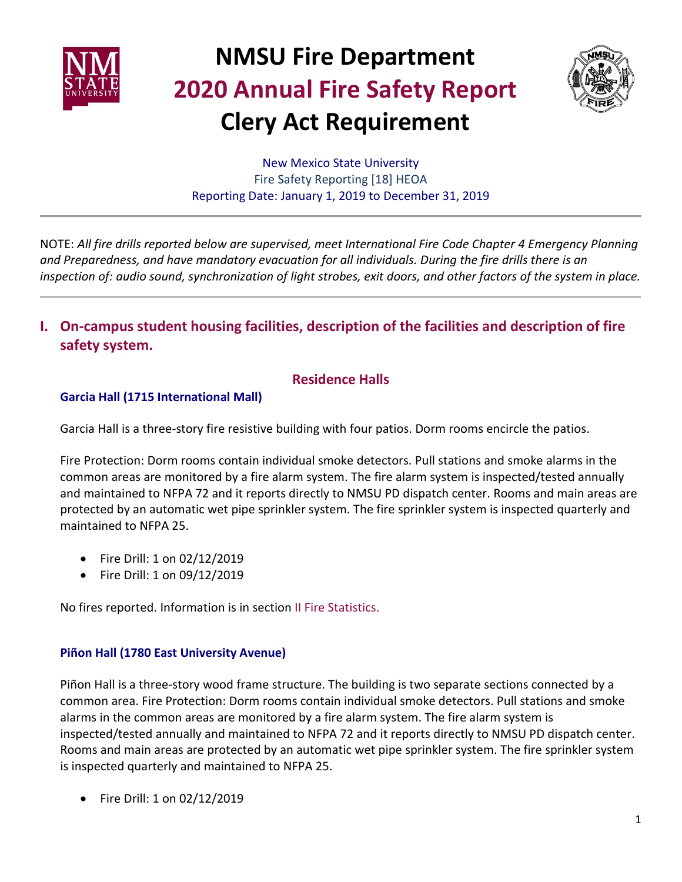# NMSU Fire Department
# 2020 Annual Fire Safety Report
# Clery Act Requirement

New Mexico State University
Fire Safety Reporting [18] HEOA
Reporting Date: January 1, 2019 to December 31, 2019

---

NOTE: *All fire drills reported below are supervised, meet International Fire Code Chapter 4 Emergency Planning and Preparedness, and have mandatory evacuation for all individuals. During the fire drills there is an inspection of: audio sound, synchronization of light strobes, exit doors, and other factors of the system in place.*

---

## I. On-campus student housing facilities, description of the facilities and description of fire safety system.

### Residence Halls

#### Garcia Hall (1715 International Mall)

Garcia Hall is a three-story fire resistive building with four patios. Dorm rooms encircle the patios.

Fire Protection: Dorm rooms contain individual smoke detectors. Pull stations and smoke alarms in the common areas are monitored by a fire alarm system. The fire alarm system is inspected/tested annually and maintained to NFPA 72 and it reports directly to NMSU PD dispatch center. Rooms and main areas are protected by an automatic wet pipe sprinkler system. The fire sprinkler system is inspected quarterly and maintained to NFPA 25.

- Fire Drill: 1 on 02/12/2019
- Fire Drill: 1 on 09/12/2019

No fires reported. Information is in section II Fire Statistics.

#### Piñon Hall (1780 East University Avenue)

Piñon Hall is a three-story wood frame structure. The building is two separate sections connected by a common area. Fire Protection: Dorm rooms contain individual smoke detectors. Pull stations and smoke alarms in the common areas are monitored by a fire alarm system. The fire alarm system is inspected/tested annually and maintained to NFPA 72 and it reports directly to NMSU PD dispatch center. Rooms and main areas are protected by an automatic wet pipe sprinkler system. The fire sprinkler system is inspected quarterly and maintained to NFPA 25.

- Fire Drill: 1 on 02/12/2019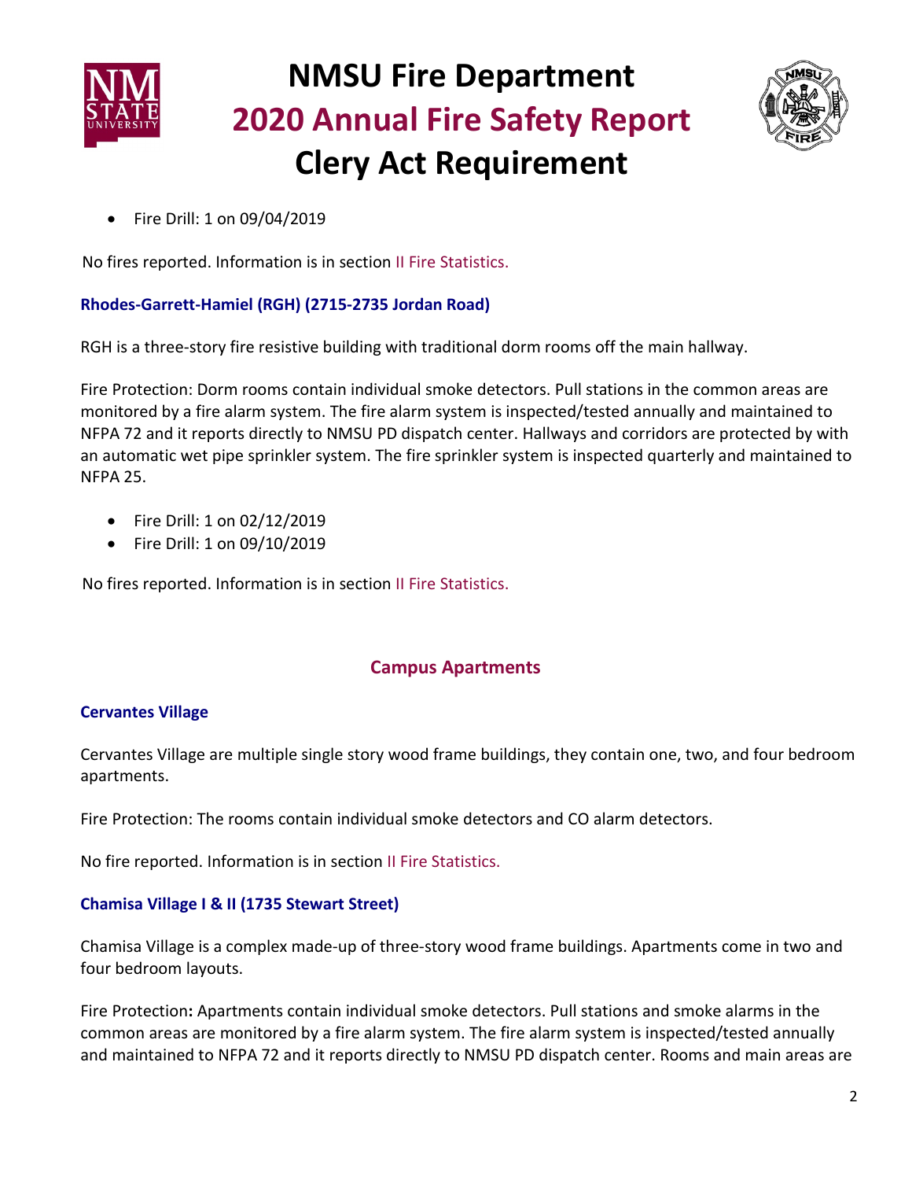- Fire Drill: 1 on 09/04/2019

No fires reported. Information is in section II Fire Statistics.

### Rhodes-Garrett-Hamiel (RGH) (2715-2735 Jordan Road)

RGH is a three-story fire resistive building with traditional dorm rooms off the main hallway.

Fire Protection: Dorm rooms contain individual smoke detectors. Pull stations in the common areas are monitored by a fire alarm system. The fire alarm system is inspected/tested annually and maintained to NFPA 72 and it reports directly to NMSU PD dispatch center. Hallways and corridors are protected by with an automatic wet pipe sprinkler system. The fire sprinkler system is inspected quarterly and maintained to NFPA 25.

- Fire Drill: 1 on 02/12/2019
- Fire Drill: 1 on 09/10/2019

No fires reported. Information is in section II Fire Statistics.

## Campus Apartments

### Cervantes Village

Cervantes Village are multiple single story wood frame buildings, they contain one, two, and four bedroom apartments.

Fire Protection: The rooms contain individual smoke detectors and CO alarm detectors.

No fire reported. Information is in section II Fire Statistics.

### Chamisa Village I & II (1735 Stewart Street)

Chamisa Village is a complex made-up of three-story wood frame buildings. Apartments come in two and four bedroom layouts.

Fire Protection**:** Apartments contain individual smoke detectors. Pull stations and smoke alarms in the common areas are monitored by a fire alarm system. The fire alarm system is inspected/tested annually and maintained to NFPA 72 and it reports directly to NMSU PD dispatch center. Rooms and main areas are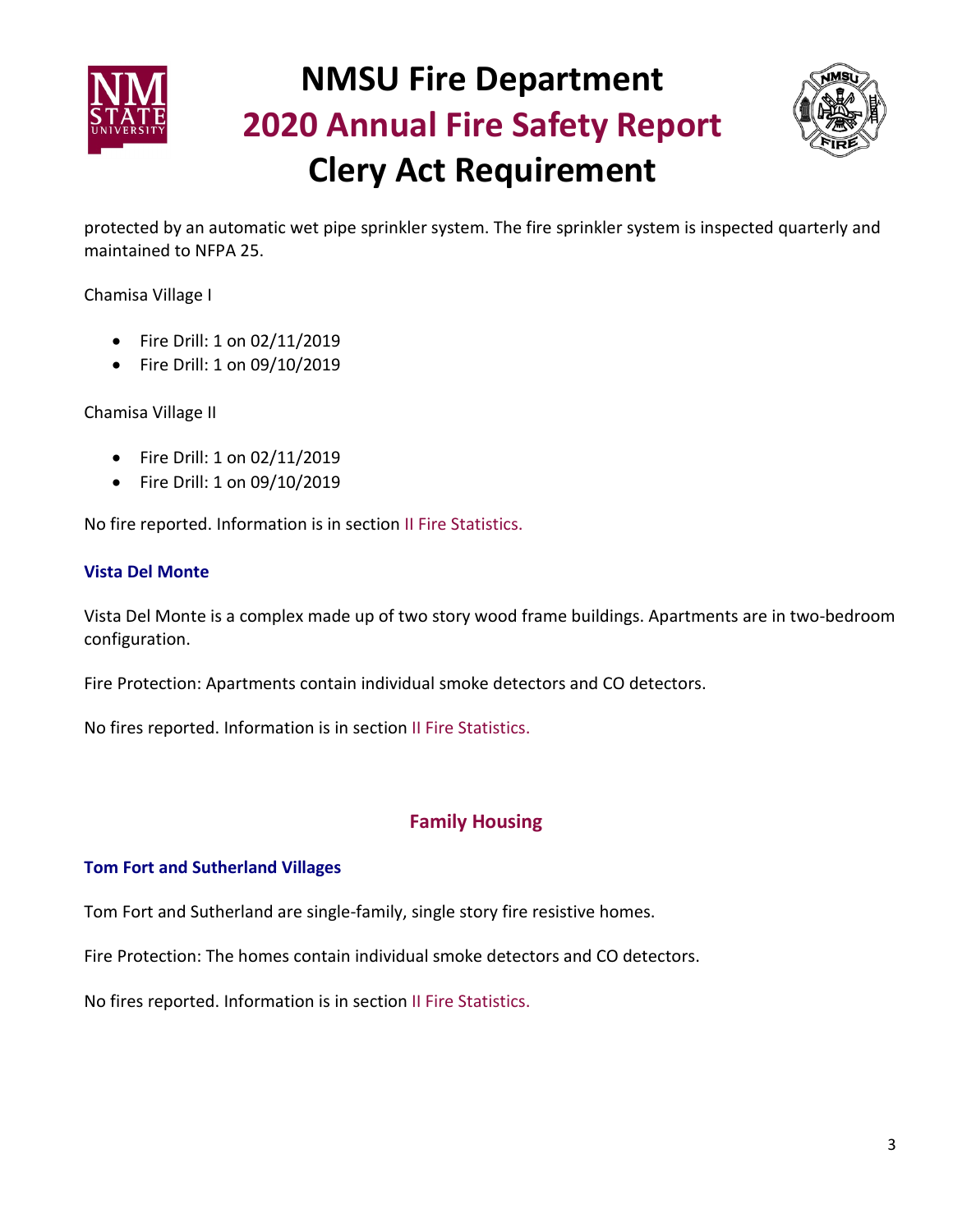protected by an automatic wet pipe sprinkler system. The fire sprinkler system is inspected quarterly and maintained to NFPA 25.

Chamisa Village I

- Fire Drill: 1 on 02/11/2019
- Fire Drill: 1 on 09/10/2019

Chamisa Village II

- Fire Drill: 1 on 02/11/2019
- Fire Drill: 1 on 09/10/2019

No fire reported. Information is in section II Fire Statistics.

### Vista Del Monte

Vista Del Monte is a complex made up of two story wood frame buildings. Apartments are in two-bedroom configuration.

Fire Protection: Apartments contain individual smoke detectors and CO detectors.

No fires reported. Information is in section II Fire Statistics.

## Family Housing

### Tom Fort and Sutherland Villages

Tom Fort and Sutherland are single-family, single story fire resistive homes.

Fire Protection: The homes contain individual smoke detectors and CO detectors.

No fires reported. Information is in section II Fire Statistics.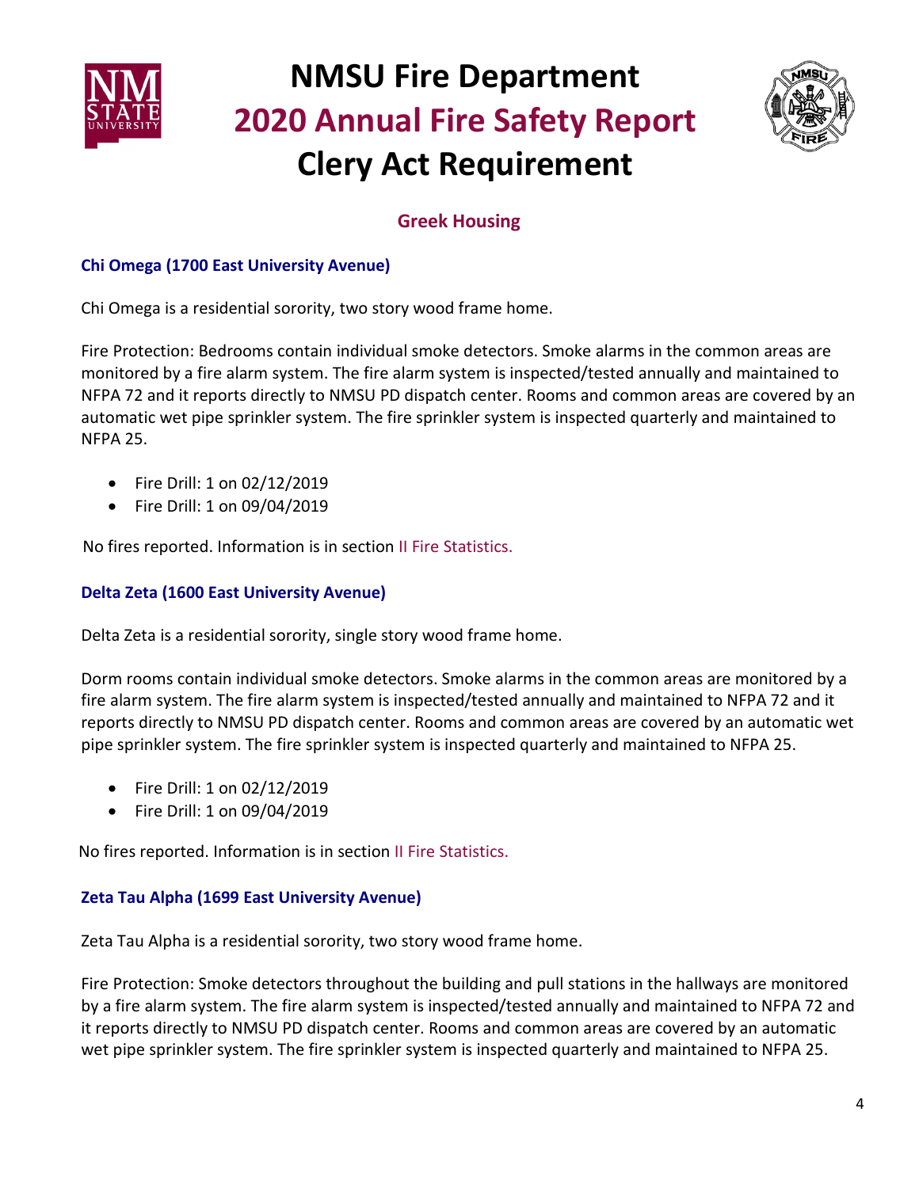## Greek Housing

### Chi Omega (1700 East University Avenue)

Chi Omega is a residential sorority, two story wood frame home.

Fire Protection: Bedrooms contain individual smoke detectors. Smoke alarms in the common areas are monitored by a fire alarm system. The fire alarm system is inspected/tested annually and maintained to NFPA 72 and it reports directly to NMSU PD dispatch center. Rooms and common areas are covered by an automatic wet pipe sprinkler system. The fire sprinkler system is inspected quarterly and maintained to NFPA 25.

- Fire Drill: 1 on 02/12/2019
- Fire Drill: 1 on 09/04/2019

No fires reported. Information is in section II Fire Statistics.

### Delta Zeta (1600 East University Avenue)

Delta Zeta is a residential sorority, single story wood frame home.

Dorm rooms contain individual smoke detectors. Smoke alarms in the common areas are monitored by a fire alarm system. The fire alarm system is inspected/tested annually and maintained to NFPA 72 and it reports directly to NMSU PD dispatch center. Rooms and common areas are covered by an automatic wet pipe sprinkler system. The fire sprinkler system is inspected quarterly and maintained to NFPA 25.

- Fire Drill: 1 on 02/12/2019
- Fire Drill: 1 on 09/04/2019

No fires reported. Information is in section II Fire Statistics.

### Zeta Tau Alpha (1699 East University Avenue)

Zeta Tau Alpha is a residential sorority, two story wood frame home.

Fire Protection: Smoke detectors throughout the building and pull stations in the hallways are monitored by a fire alarm system. The fire alarm system is inspected/tested annually and maintained to NFPA 72 and it reports directly to NMSU PD dispatch center. Rooms and common areas are covered by an automatic wet pipe sprinkler system. The fire sprinkler system is inspected quarterly and maintained to NFPA 25.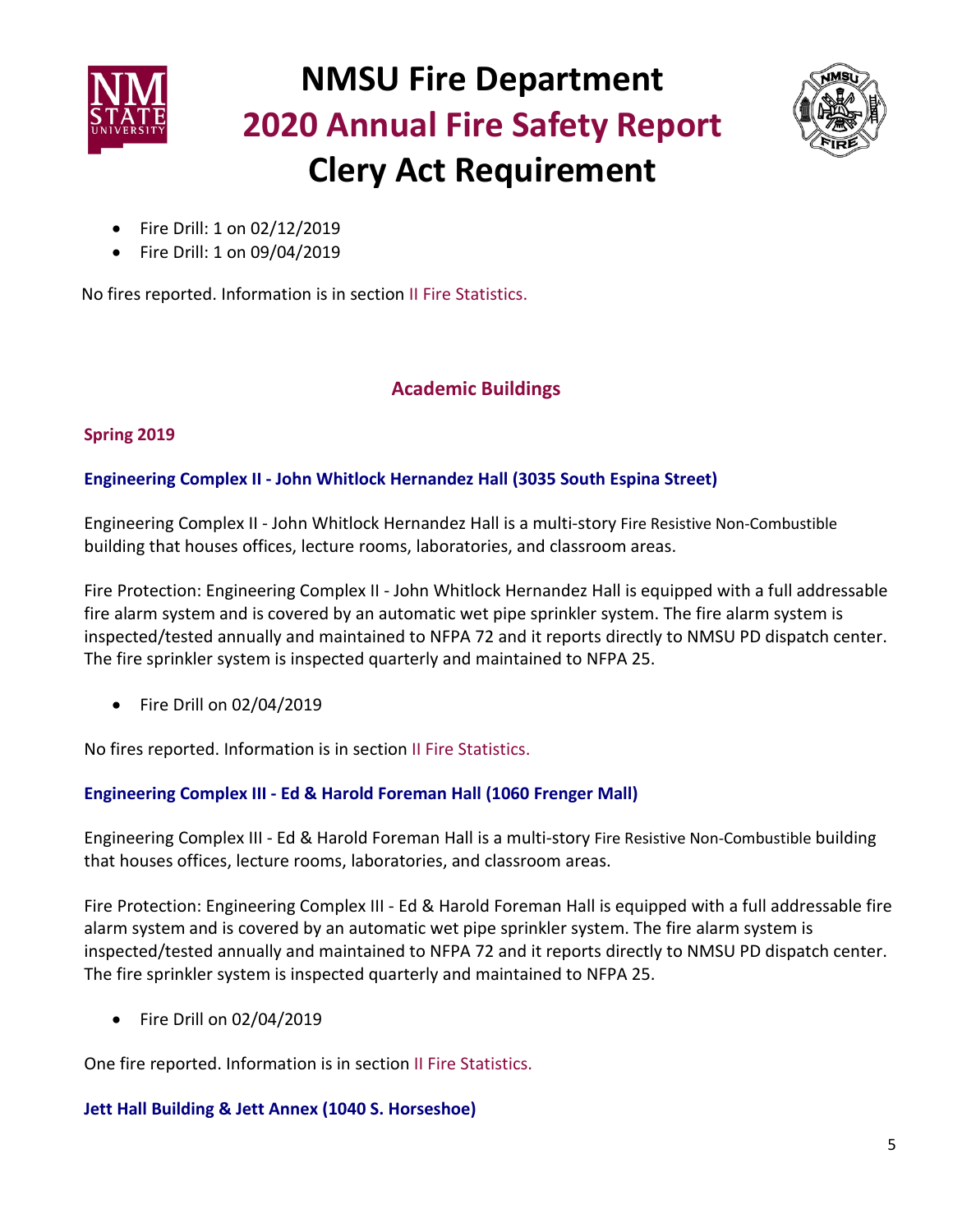- Fire Drill: 1 on 02/12/2019
- Fire Drill: 1 on 09/04/2019

No fires reported. Information is in section II Fire Statistics.

## Academic Buildings

### Spring 2019

#### Engineering Complex II - John Whitlock Hernandez Hall (3035 South Espina Street)

Engineering Complex II - John Whitlock Hernandez Hall is a multi-story Fire Resistive Non-Combustible building that houses offices, lecture rooms, laboratories, and classroom areas.

Fire Protection: Engineering Complex II - John Whitlock Hernandez Hall is equipped with a full addressable fire alarm system and is covered by an automatic wet pipe sprinkler system. The fire alarm system is inspected/tested annually and maintained to NFPA 72 and it reports directly to NMSU PD dispatch center. The fire sprinkler system is inspected quarterly and maintained to NFPA 25.

- Fire Drill on 02/04/2019

No fires reported. Information is in section II Fire Statistics.

#### Engineering Complex III - Ed & Harold Foreman Hall (1060 Frenger Mall)

Engineering Complex III - Ed & Harold Foreman Hall is a multi-story Fire Resistive Non-Combustible building that houses offices, lecture rooms, laboratories, and classroom areas.

Fire Protection: Engineering Complex III - Ed & Harold Foreman Hall is equipped with a full addressable fire alarm system and is covered by an automatic wet pipe sprinkler system. The fire alarm system is inspected/tested annually and maintained to NFPA 72 and it reports directly to NMSU PD dispatch center. The fire sprinkler system is inspected quarterly and maintained to NFPA 25.

- Fire Drill on 02/04/2019

One fire reported. Information is in section II Fire Statistics.

#### Jett Hall Building & Jett Annex (1040 S. Horseshoe)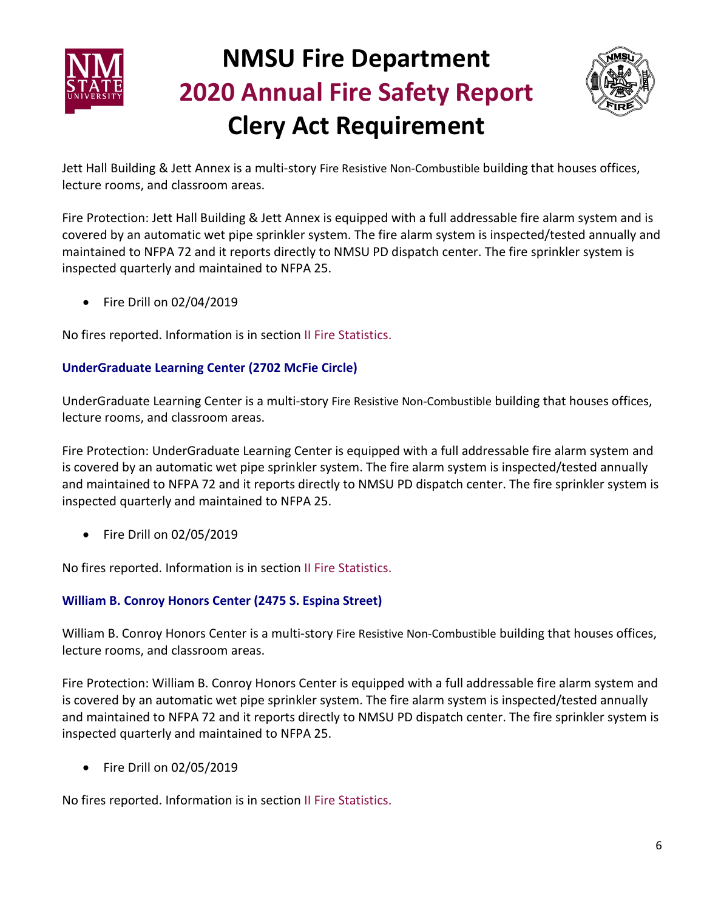Jett Hall Building & Jett Annex is a multi-story Fire Resistive Non-Combustible building that houses offices, lecture rooms, and classroom areas.

Fire Protection: Jett Hall Building & Jett Annex is equipped with a full addressable fire alarm system and is covered by an automatic wet pipe sprinkler system. The fire alarm system is inspected/tested annually and maintained to NFPA 72 and it reports directly to NMSU PD dispatch center. The fire sprinkler system is inspected quarterly and maintained to NFPA 25.

- Fire Drill on 02/04/2019

No fires reported. Information is in section II Fire Statistics.

### UnderGraduate Learning Center (2702 McFie Circle)

UnderGraduate Learning Center is a multi-story Fire Resistive Non-Combustible building that houses offices, lecture rooms, and classroom areas.

Fire Protection: UnderGraduate Learning Center is equipped with a full addressable fire alarm system and is covered by an automatic wet pipe sprinkler system. The fire alarm system is inspected/tested annually and maintained to NFPA 72 and it reports directly to NMSU PD dispatch center. The fire sprinkler system is inspected quarterly and maintained to NFPA 25.

- Fire Drill on 02/05/2019

No fires reported. Information is in section II Fire Statistics.

### William B. Conroy Honors Center (2475 S. Espina Street)

William B. Conroy Honors Center is a multi-story Fire Resistive Non-Combustible building that houses offices, lecture rooms, and classroom areas.

Fire Protection: William B. Conroy Honors Center is equipped with a full addressable fire alarm system and is covered by an automatic wet pipe sprinkler system. The fire alarm system is inspected/tested annually and maintained to NFPA 72 and it reports directly to NMSU PD dispatch center. The fire sprinkler system is inspected quarterly and maintained to NFPA 25.

- Fire Drill on 02/05/2019

No fires reported. Information is in section II Fire Statistics.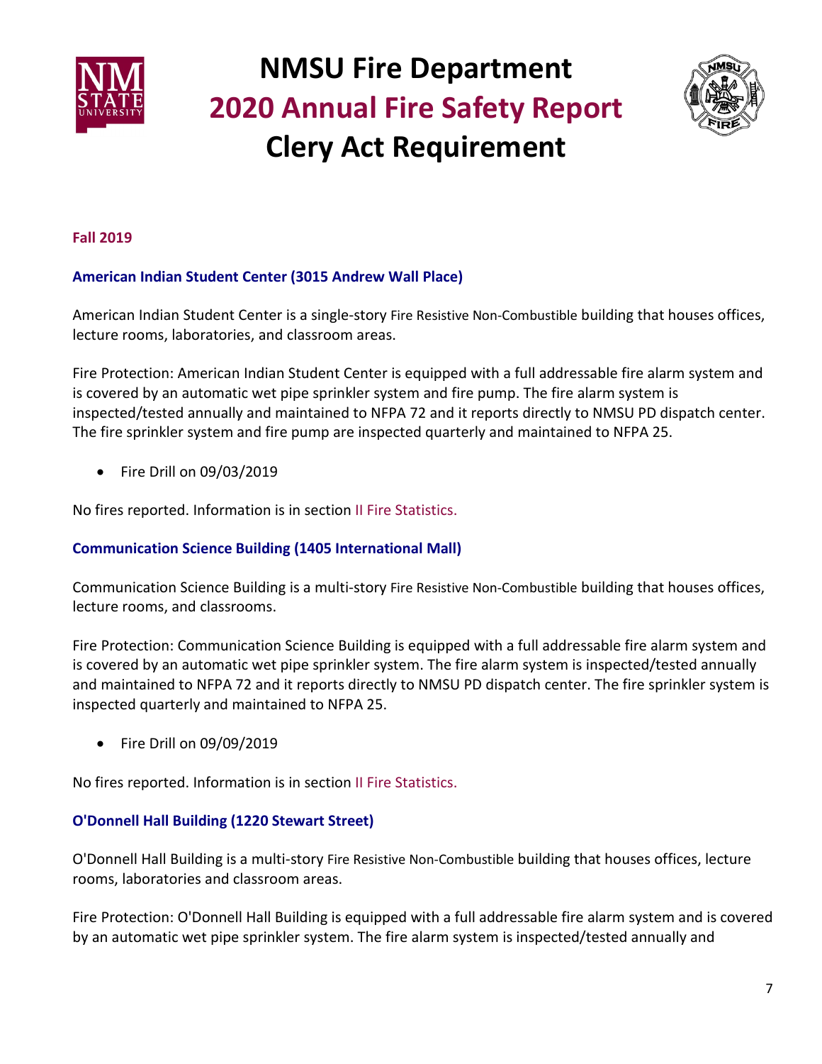### Fall 2019

#### American Indian Student Center (3015 Andrew Wall Place)

American Indian Student Center is a single-story Fire Resistive Non-Combustible building that houses offices, lecture rooms, laboratories, and classroom areas.

Fire Protection: American Indian Student Center is equipped with a full addressable fire alarm system and is covered by an automatic wet pipe sprinkler system and fire pump. The fire alarm system is inspected/tested annually and maintained to NFPA 72 and it reports directly to NMSU PD dispatch center. The fire sprinkler system and fire pump are inspected quarterly and maintained to NFPA 25.

- Fire Drill on 09/03/2019

No fires reported. Information is in section II Fire Statistics.

#### Communication Science Building (1405 International Mall)

Communication Science Building is a multi-story Fire Resistive Non-Combustible building that houses offices, lecture rooms, and classrooms.

Fire Protection: Communication Science Building is equipped with a full addressable fire alarm system and is covered by an automatic wet pipe sprinkler system. The fire alarm system is inspected/tested annually and maintained to NFPA 72 and it reports directly to NMSU PD dispatch center. The fire sprinkler system is inspected quarterly and maintained to NFPA 25.

- Fire Drill on 09/09/2019

No fires reported. Information is in section II Fire Statistics.

#### O'Donnell Hall Building (1220 Stewart Street)

O'Donnell Hall Building is a multi-story Fire Resistive Non-Combustible building that houses offices, lecture rooms, laboratories and classroom areas.

Fire Protection: O'Donnell Hall Building is equipped with a full addressable fire alarm system and is covered by an automatic wet pipe sprinkler system. The fire alarm system is inspected/tested annually and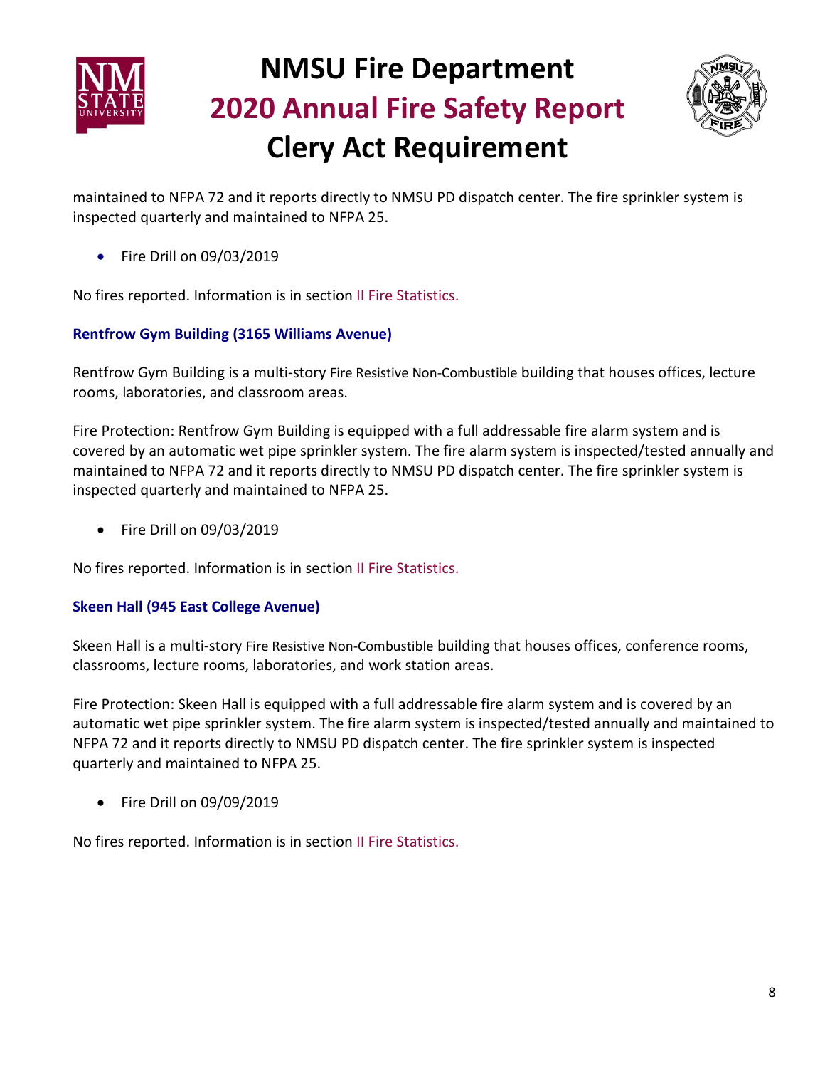maintained to NFPA 72 and it reports directly to NMSU PD dispatch center. The fire sprinkler system is inspected quarterly and maintained to NFPA 25.

- Fire Drill on 09/03/2019

No fires reported. Information is in section II Fire Statistics.

### Rentfrow Gym Building (3165 Williams Avenue)

Rentfrow Gym Building is a multi-story Fire Resistive Non-Combustible building that houses offices, lecture rooms, laboratories, and classroom areas.

Fire Protection: Rentfrow Gym Building is equipped with a full addressable fire alarm system and is covered by an automatic wet pipe sprinkler system. The fire alarm system is inspected/tested annually and maintained to NFPA 72 and it reports directly to NMSU PD dispatch center. The fire sprinkler system is inspected quarterly and maintained to NFPA 25.

- Fire Drill on 09/03/2019

No fires reported. Information is in section II Fire Statistics.

### Skeen Hall (945 East College Avenue)

Skeen Hall is a multi-story Fire Resistive Non-Combustible building that houses offices, conference rooms, classrooms, lecture rooms, laboratories, and work station areas.

Fire Protection: Skeen Hall is equipped with a full addressable fire alarm system and is covered by an automatic wet pipe sprinkler system. The fire alarm system is inspected/tested annually and maintained to NFPA 72 and it reports directly to NMSU PD dispatch center. The fire sprinkler system is inspected quarterly and maintained to NFPA 25.

- Fire Drill on 09/09/2019

No fires reported. Information is in section II Fire Statistics.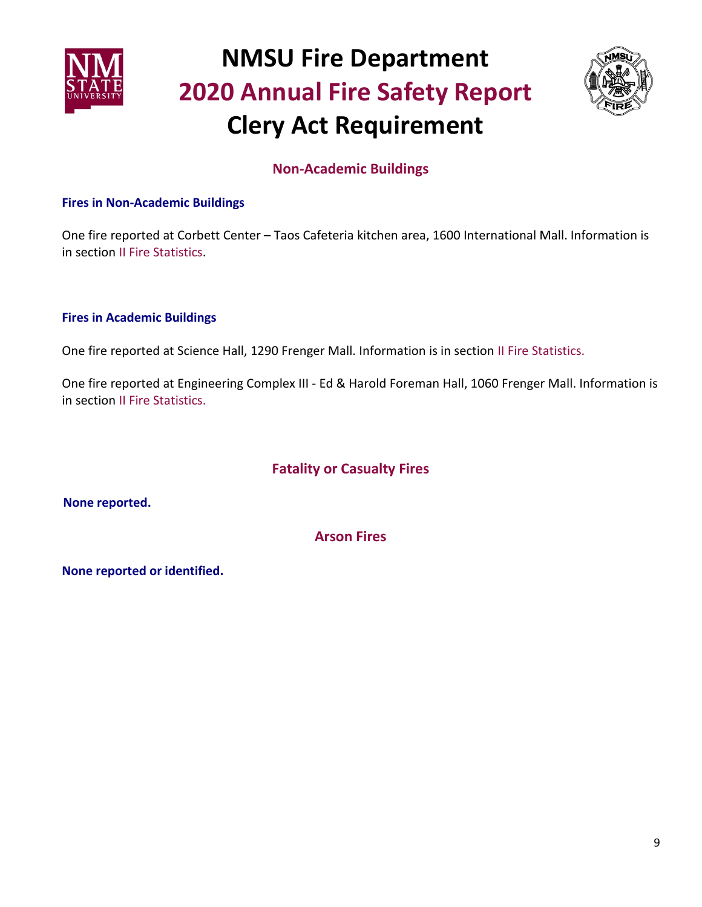## Non-Academic Buildings

### Fires in Non-Academic Buildings

One fire reported at Corbett Center – Taos Cafeteria kitchen area, 1600 International Mall. Information is in section II Fire Statistics.

### Fires in Academic Buildings

One fire reported at Science Hall, 1290 Frenger Mall. Information is in section II Fire Statistics.

One fire reported at Engineering Complex III - Ed & Harold Foreman Hall, 1060 Frenger Mall. Information is in section II Fire Statistics.

## Fatality or Casualty Fires

**None reported.**

## Arson Fires

**None reported or identified.**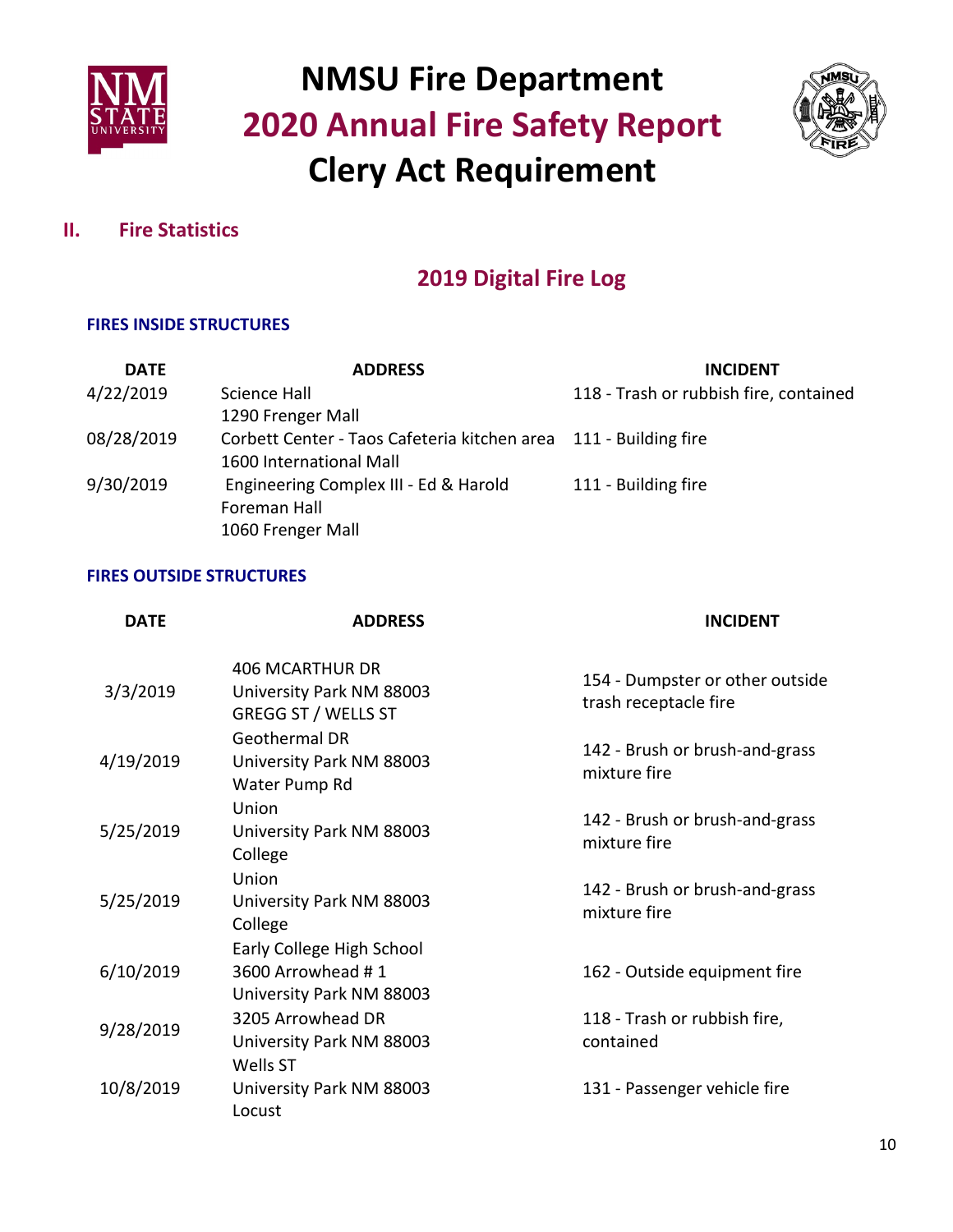# NMSU Fire Department
# 2020 Annual Fire Safety Report
# Clery Act Requirement

## II. Fire Statistics

### 2019 Digital Fire Log

#### FIRES INSIDE STRUCTURES

| DATE | ADDRESS | INCIDENT |
|---|---|---|
| 4/22/2019 | Science Hall 1290 Frenger Mall | 118 - Trash or rubbish fire, contained |
| 08/28/2019 | Corbett Center - Taos Cafeteria kitchen area 1600 International Mall | 111 - Building fire |
| 9/30/2019 | Engineering Complex III - Ed & Harold Foreman Hall 1060 Frenger Mall | 111 - Building fire |

#### FIRES OUTSIDE STRUCTURES

| DATE | ADDRESS | INCIDENT |
|---|---|---|
| 3/3/2019 | 406 MCARTHUR DR University Park NM 88003 GREGG ST / WELLS ST | 154 - Dumpster or other outside trash receptacle fire |
| 4/19/2019 | Geothermal DR University Park NM 88003 Water Pump Rd | 142 - Brush or brush-and-grass mixture fire |
| 5/25/2019 | Union University Park NM 88003 College | 142 - Brush or brush-and-grass mixture fire |
| 5/25/2019 | Union University Park NM 88003 College | 142 - Brush or brush-and-grass mixture fire |
| 6/10/2019 | Early College High School 3600 Arrowhead # 1 University Park NM 88003 | 162 - Outside equipment fire |
| 9/28/2019 | 3205 Arrowhead DR University Park NM 88003 | 118 - Trash or rubbish fire, contained |
| 10/8/2019 | Wells ST University Park NM 88003 Locust | 131 - Passenger vehicle fire |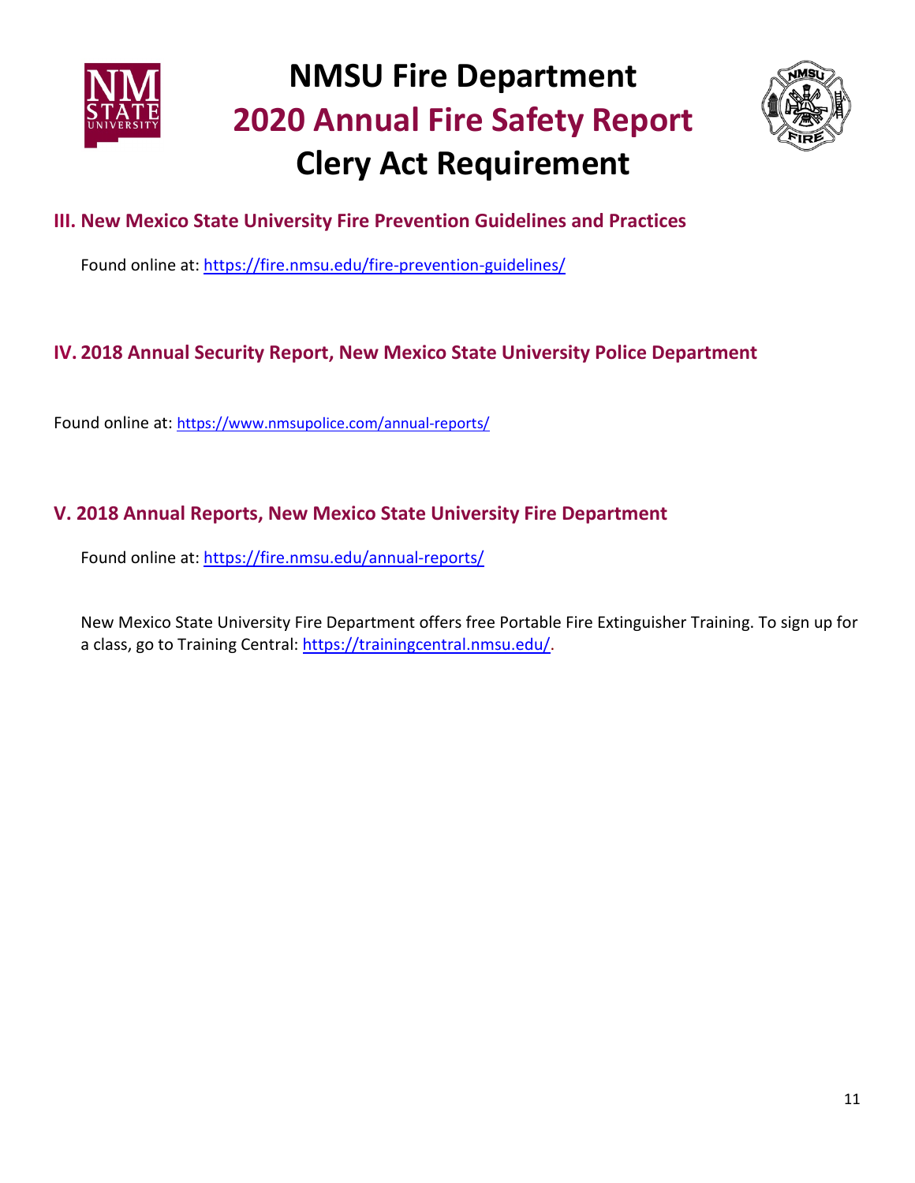## III. New Mexico State University Fire Prevention Guidelines and Practices

Found online at: https://fire.nmsu.edu/fire-prevention-guidelines/

## IV. 2018 Annual Security Report, New Mexico State University Police Department

Found online at: https://www.nmsupolice.com/annual-reports/

## V. 2018 Annual Reports, New Mexico State University Fire Department

Found online at: https://fire.nmsu.edu/annual-reports/

New Mexico State University Fire Department offers free Portable Fire Extinguisher Training. To sign up for a class, go to Training Central: https://trainingcentral.nmsu.edu/.